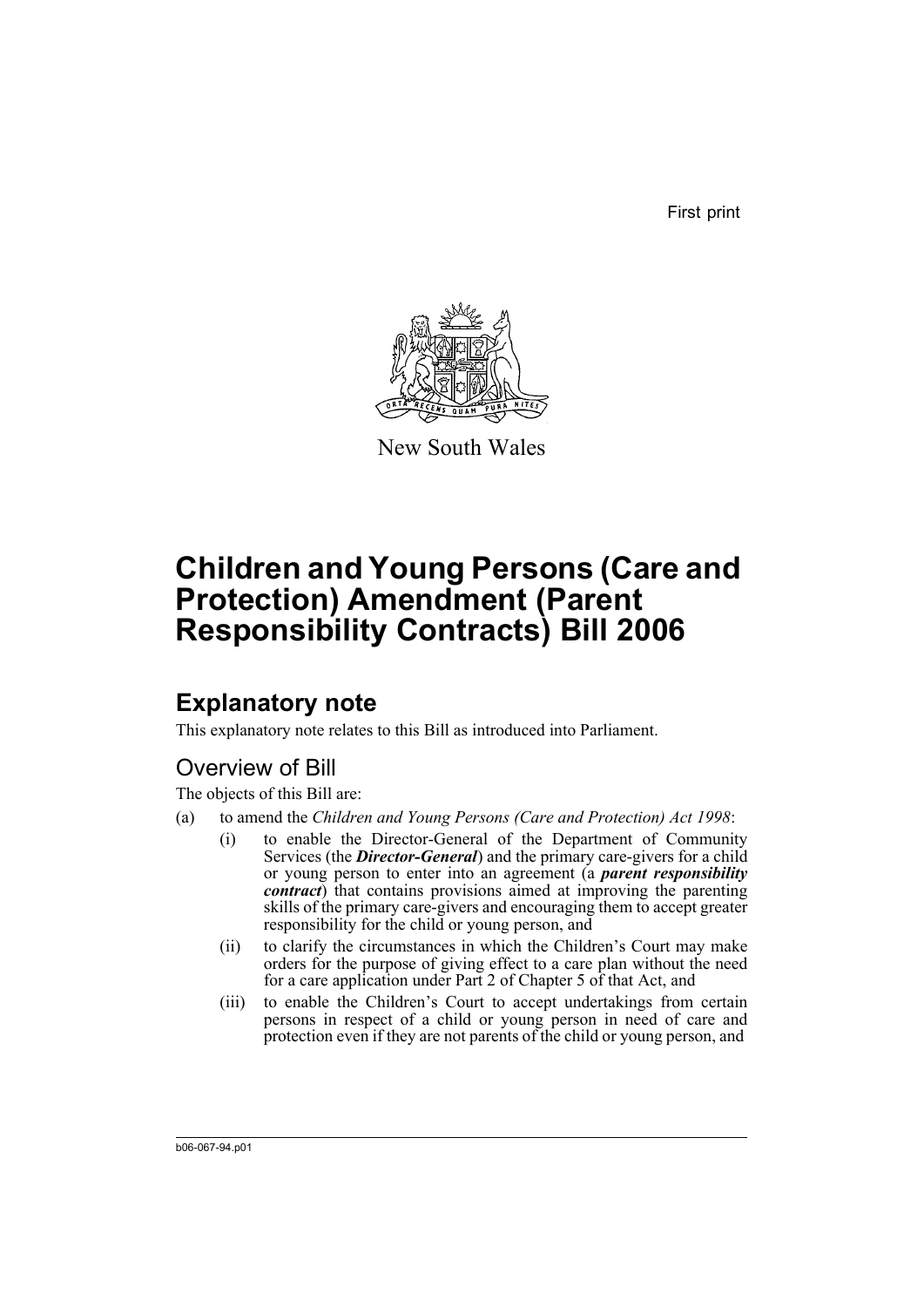First print

New South Wales

# Children and Young Persons (Care and Protection) Amendment (Parent Responsibility Contracts) Bill 2006

## Explanatory note

This explanatory note relates to this Bill as introduced into Parliament.

### Overview of Bill

The objects of this Bill are:

(a) to amend the *Children and Young Persons (Care and Protection) Act 1998*:

   (i) to enable the Director-General of the Department of Community Services (the ***Director-General***) and the primary care-givers for a child or young person to enter into an agreement (a ***parent responsibility contract***) that contains provisions aimed at improving the parenting skills of the primary care-givers and encouraging them to accept greater responsibility for the child or young person, and

   (ii) to clarify the circumstances in which the Children's Court may make orders for the purpose of giving effect to a care plan without the need for a care application under Part 2 of Chapter 5 of that Act, and

   (iii) to enable the Children's Court to accept undertakings from certain persons in respect of a child or young person in need of care and protection even if they are not parents of the child or young person, and

b06-067-94.p01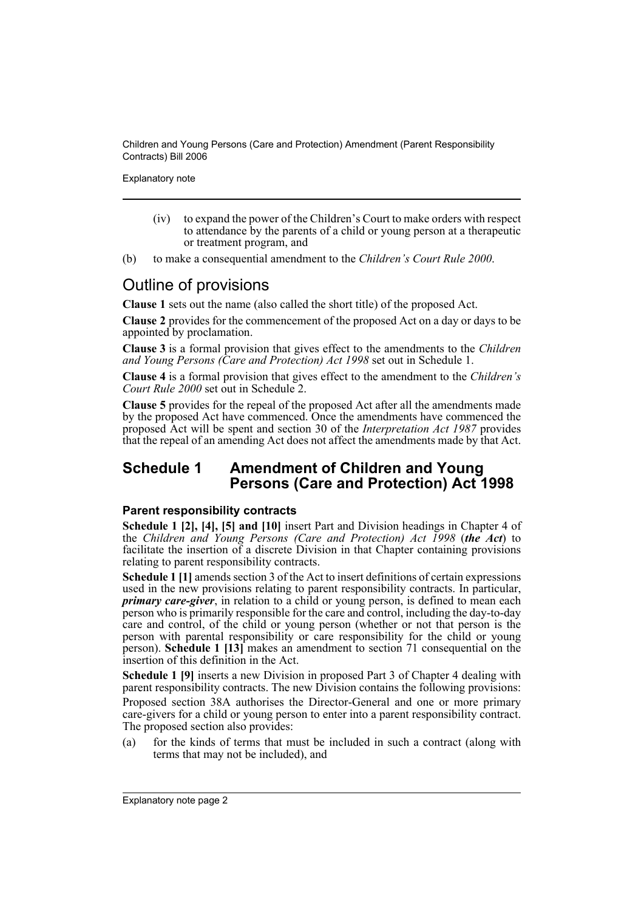(iv) to expand the power of the Children's Court to make orders with respect to attendance by the parents of a child or young person at a therapeutic or treatment program, and

(b) to make a consequential amendment to the *Children's Court Rule 2000*.

## Outline of provisions

**Clause 1** sets out the name (also called the short title) of the proposed Act.

**Clause 2** provides for the commencement of the proposed Act on a day or days to be appointed by proclamation.

**Clause 3** is a formal provision that gives effect to the amendments to the *Children and Young Persons (Care and Protection) Act 1998* set out in Schedule 1.

**Clause 4** is a formal provision that gives effect to the amendment to the *Children's Court Rule 2000* set out in Schedule 2.

**Clause 5** provides for the repeal of the proposed Act after all the amendments made by the proposed Act have commenced. Once the amendments have commenced the proposed Act will be spent and section 30 of the *Interpretation Act 1987* provides that the repeal of an amending Act does not affect the amendments made by that Act.

## Schedule 1 Amendment of Children and Young Persons (Care and Protection) Act 1998

### Parent responsibility contracts

**Schedule 1 [2], [4], [5] and [10]** insert Part and Division headings in Chapter 4 of the *Children and Young Persons (Care and Protection) Act 1998* (***the Act***) to facilitate the insertion of a discrete Division in that Chapter containing provisions relating to parent responsibility contracts.

**Schedule 1 [1]** amends section 3 of the Act to insert definitions of certain expressions used in the new provisions relating to parent responsibility contracts. In particular, ***primary care-giver***, in relation to a child or young person, is defined to mean each person who is primarily responsible for the care and control, including the day-to-day care and control, of the child or young person (whether or not that person is the person with parental responsibility or care responsibility for the child or young person). **Schedule 1 [13]** makes an amendment to section 71 consequential on the insertion of this definition in the Act.

**Schedule 1 [9]** inserts a new Division in proposed Part 3 of Chapter 4 dealing with parent responsibility contracts. The new Division contains the following provisions:

Proposed section 38A authorises the Director-General and one or more primary care-givers for a child or young person to enter into a parent responsibility contract. The proposed section also provides:

(a) for the kinds of terms that must be included in such a contract (along with terms that may not be included), and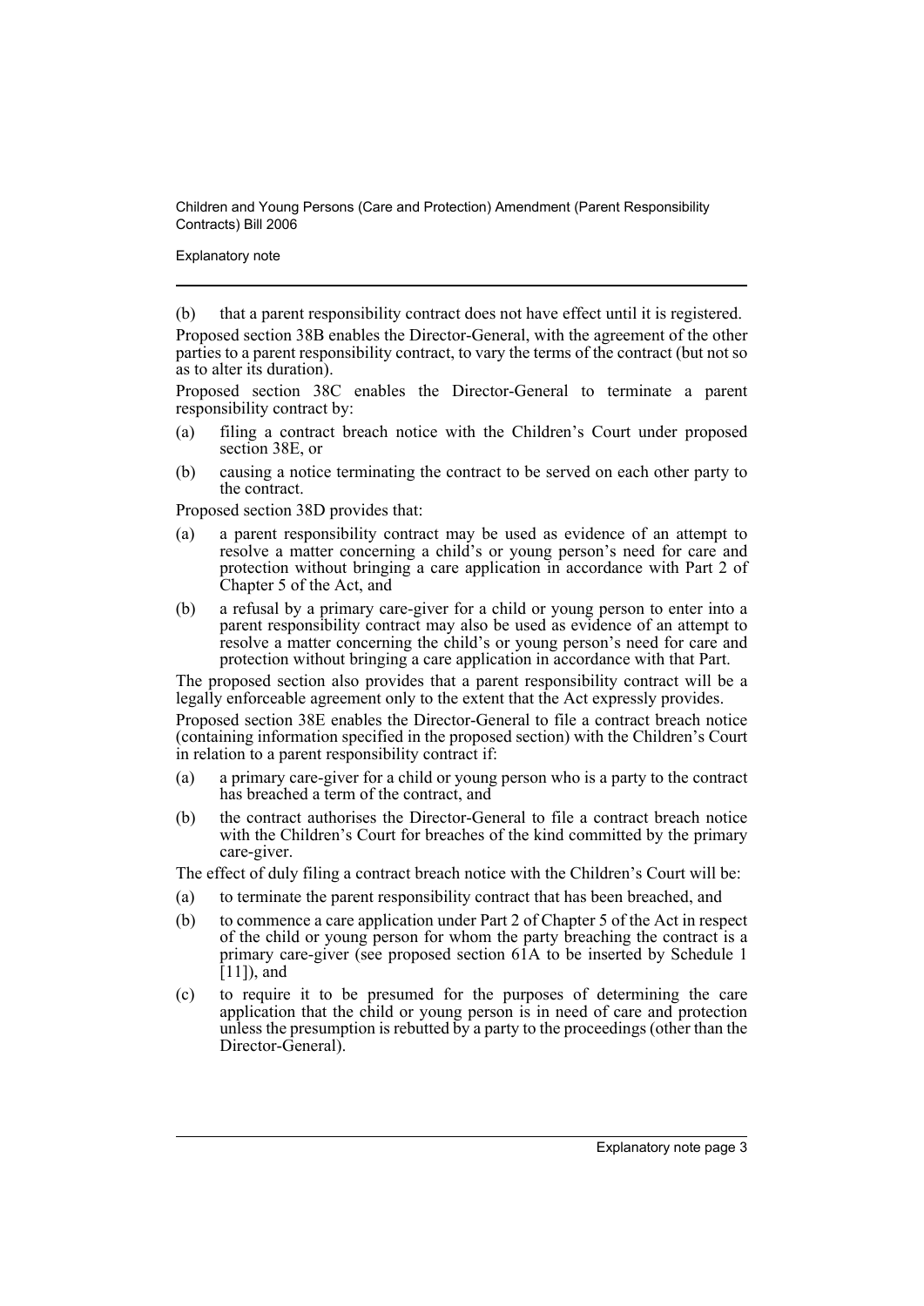(b) that a parent responsibility contract does not have effect until it is registered.

Proposed section 38B enables the Director-General, with the agreement of the other parties to a parent responsibility contract, to vary the terms of the contract (but not so as to alter its duration).

Proposed section 38C enables the Director-General to terminate a parent responsibility contract by:

(a) filing a contract breach notice with the Children's Court under proposed section 38E, or

(b) causing a notice terminating the contract to be served on each other party to the contract.

Proposed section 38D provides that:

(a) a parent responsibility contract may be used as evidence of an attempt to resolve a matter concerning a child's or young person's need for care and protection without bringing a care application in accordance with Part 2 of Chapter 5 of the Act, and

(b) a refusal by a primary care-giver for a child or young person to enter into a parent responsibility contract may also be used as evidence of an attempt to resolve a matter concerning the child's or young person's need for care and protection without bringing a care application in accordance with that Part.

The proposed section also provides that a parent responsibility contract will be a legally enforceable agreement only to the extent that the Act expressly provides.

Proposed section 38E enables the Director-General to file a contract breach notice (containing information specified in the proposed section) with the Children's Court in relation to a parent responsibility contract if:

(a) a primary care-giver for a child or young person who is a party to the contract has breached a term of the contract, and

(b) the contract authorises the Director-General to file a contract breach notice with the Children's Court for breaches of the kind committed by the primary care-giver.

The effect of duly filing a contract breach notice with the Children's Court will be:

(a) to terminate the parent responsibility contract that has been breached, and

(b) to commence a care application under Part 2 of Chapter 5 of the Act in respect of the child or young person for whom the party breaching the contract is a primary care-giver (see proposed section 61A to be inserted by Schedule 1 [11]), and

(c) to require it to be presumed for the purposes of determining the care application that the child or young person is in need of care and protection unless the presumption is rebutted by a party to the proceedings (other than the Director-General).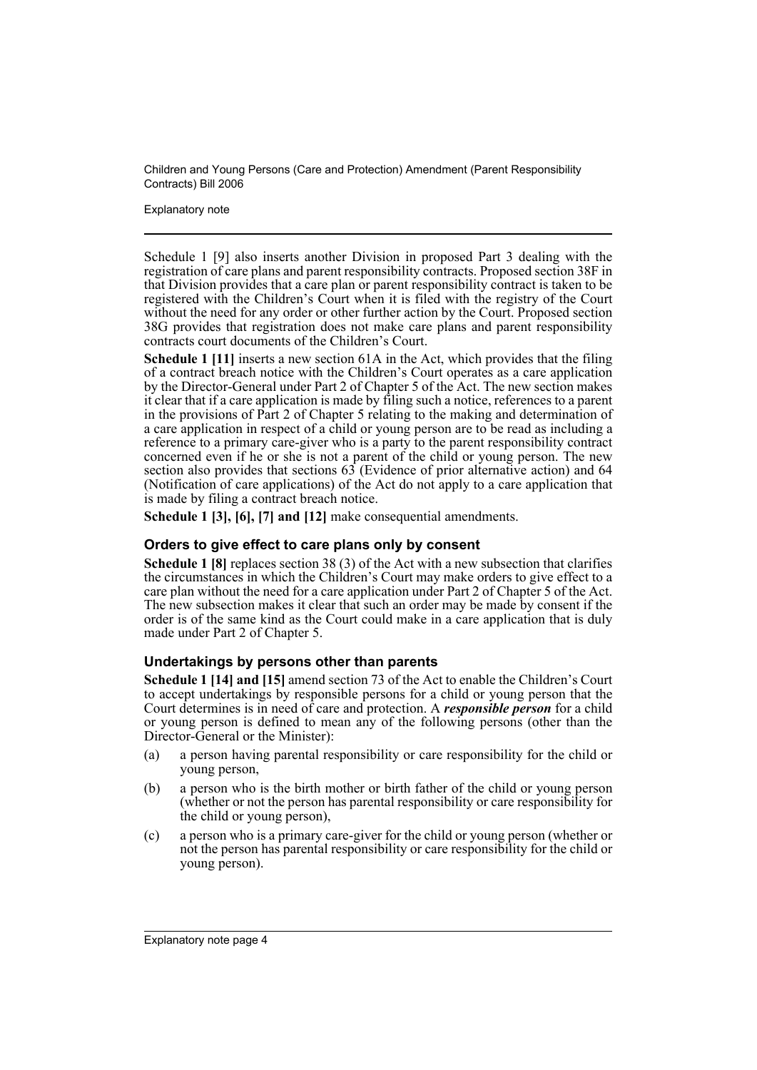Schedule 1 [9] also inserts another Division in proposed Part 3 dealing with the registration of care plans and parent responsibility contracts. Proposed section 38F in that Division provides that a care plan or parent responsibility contract is taken to be registered with the Children's Court when it is filed with the registry of the Court without the need for any order or other further action by the Court. Proposed section 38G provides that registration does not make care plans and parent responsibility contracts court documents of the Children's Court.

**Schedule 1 [11]** inserts a new section 61A in the Act, which provides that the filing of a contract breach notice with the Children's Court operates as a care application by the Director-General under Part 2 of Chapter 5 of the Act. The new section makes it clear that if a care application is made by filing such a notice, references to a parent in the provisions of Part 2 of Chapter 5 relating to the making and determination of a care application in respect of a child or young person are to be read as including a reference to a primary care-giver who is a party to the parent responsibility contract concerned even if he or she is not a parent of the child or young person. The new section also provides that sections 63 (Evidence of prior alternative action) and 64 (Notification of care applications) of the Act do not apply to a care application that is made by filing a contract breach notice.

**Schedule 1 [3], [6], [7] and [12]** make consequential amendments.

### Orders to give effect to care plans only by consent

**Schedule 1 [8]** replaces section 38 (3) of the Act with a new subsection that clarifies the circumstances in which the Children's Court may make orders to give effect to a care plan without the need for a care application under Part 2 of Chapter 5 of the Act. The new subsection makes it clear that such an order may be made by consent if the order is of the same kind as the Court could make in a care application that is duly made under Part 2 of Chapter 5.

### Undertakings by persons other than parents

**Schedule 1 [14] and [15]** amend section 73 of the Act to enable the Children's Court to accept undertakings by responsible persons for a child or young person that the Court determines is in need of care and protection. A ***responsible person*** for a child or young person is defined to mean any of the following persons (other than the Director-General or the Minister):

(a) a person having parental responsibility or care responsibility for the child or young person,

(b) a person who is the birth mother or birth father of the child or young person (whether or not the person has parental responsibility or care responsibility for the child or young person),

(c) a person who is a primary care-giver for the child or young person (whether or not the person has parental responsibility or care responsibility for the child or young person).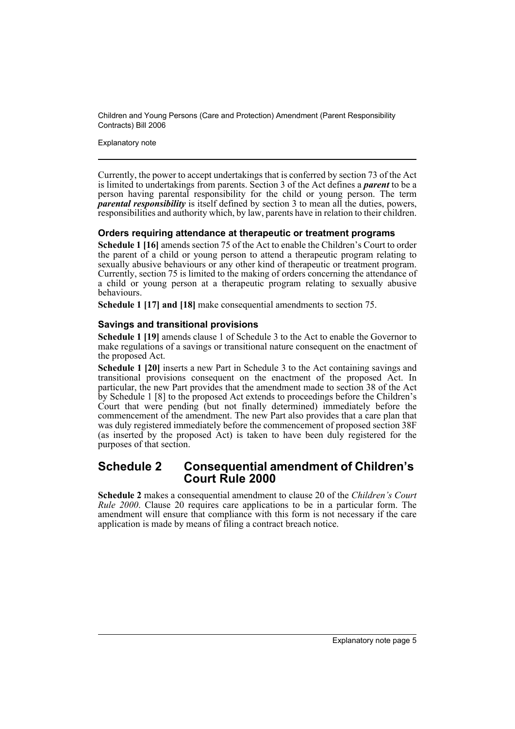Currently, the power to accept undertakings that is conferred by section 73 of the Act is limited to undertakings from parents. Section 3 of the Act defines a ***parent*** to be a person having parental responsibility for the child or young person. The term ***parental responsibility*** is itself defined by section 3 to mean all the duties, powers, responsibilities and authority which, by law, parents have in relation to their children.

### Orders requiring attendance at therapeutic or treatment programs

**Schedule 1 [16]** amends section 75 of the Act to enable the Children's Court to order the parent of a child or young person to attend a therapeutic program relating to sexually abusive behaviours or any other kind of therapeutic or treatment program. Currently, section 75 is limited to the making of orders concerning the attendance of a child or young person at a therapeutic program relating to sexually abusive behaviours.

**Schedule 1 [17] and [18]** make consequential amendments to section 75.

### Savings and transitional provisions

**Schedule 1 [19]** amends clause 1 of Schedule 3 to the Act to enable the Governor to make regulations of a savings or transitional nature consequent on the enactment of the proposed Act.

**Schedule 1 [20]** inserts a new Part in Schedule 3 to the Act containing savings and transitional provisions consequent on the enactment of the proposed Act. In particular, the new Part provides that the amendment made to section 38 of the Act by Schedule 1 [8] to the proposed Act extends to proceedings before the Children's Court that were pending (but not finally determined) immediately before the commencement of the amendment. The new Part also provides that a care plan that was duly registered immediately before the commencement of proposed section 38F (as inserted by the proposed Act) is taken to have been duly registered for the purposes of that section.

## Schedule 2 Consequential amendment of Children's Court Rule 2000

**Schedule 2** makes a consequential amendment to clause 20 of the *Children's Court Rule 2000*. Clause 20 requires care applications to be in a particular form. The amendment will ensure that compliance with this form is not necessary if the care application is made by means of filing a contract breach notice.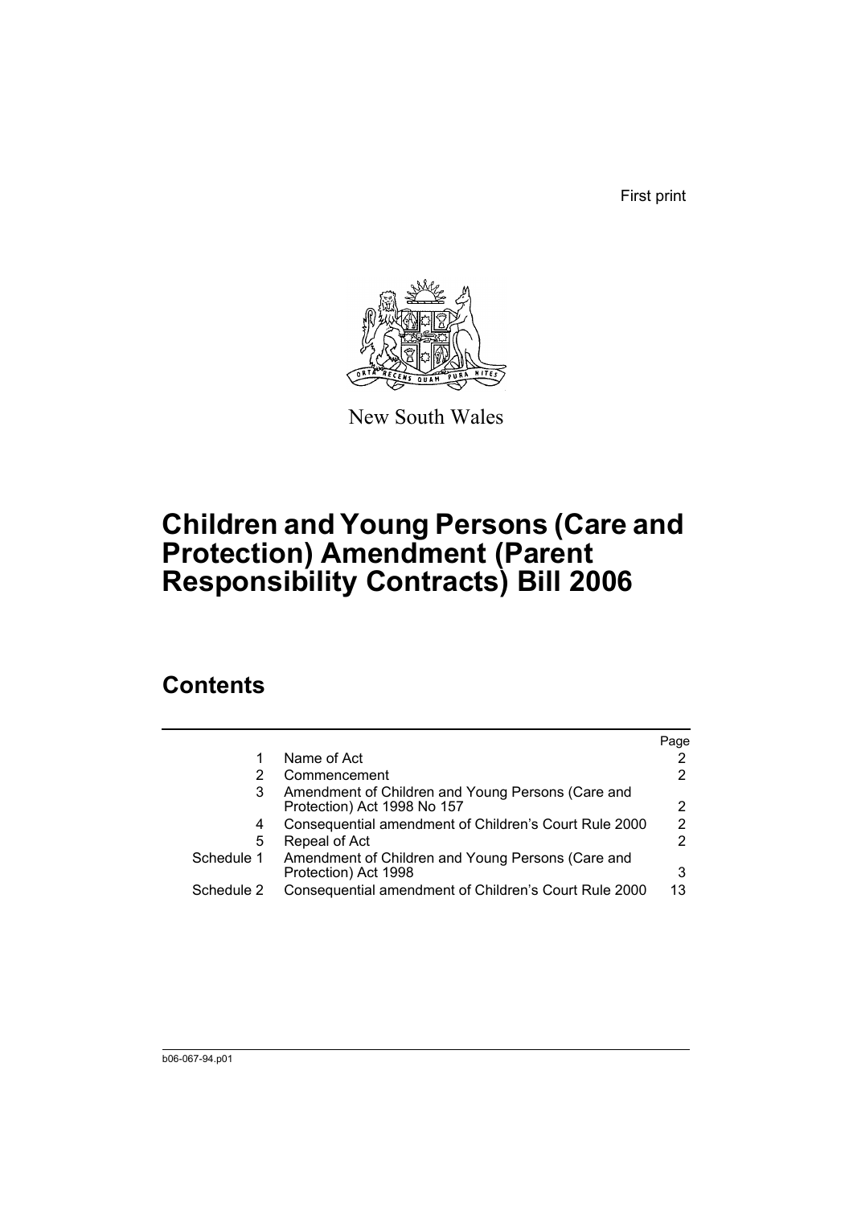First print

New South Wales

# Children and Young Persons (Care and Protection) Amendment (Parent Responsibility Contracts) Bill 2006

## Contents

| | | Page |
|---|---|---|
| 1 | Name of Act | 2 |
| 2 | Commencement | 2 |
| 3 | Amendment of Children and Young Persons (Care and Protection) Act 1998 No 157 | 2 |
| 4 | Consequential amendment of Children's Court Rule 2000 | 2 |
| 5 | Repeal of Act | 2 |
| Schedule 1 | Amendment of Children and Young Persons (Care and Protection) Act 1998 | 3 |
| Schedule 2 | Consequential amendment of Children's Court Rule 2000 | 13 |

b06-067-94.p01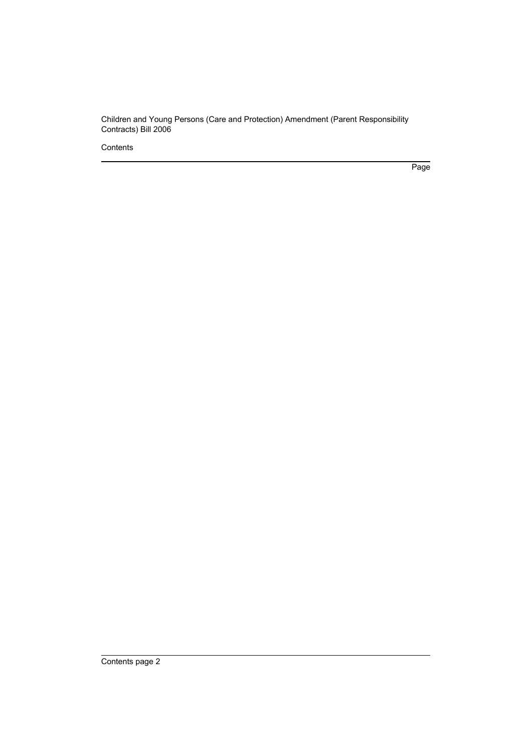Contents

Page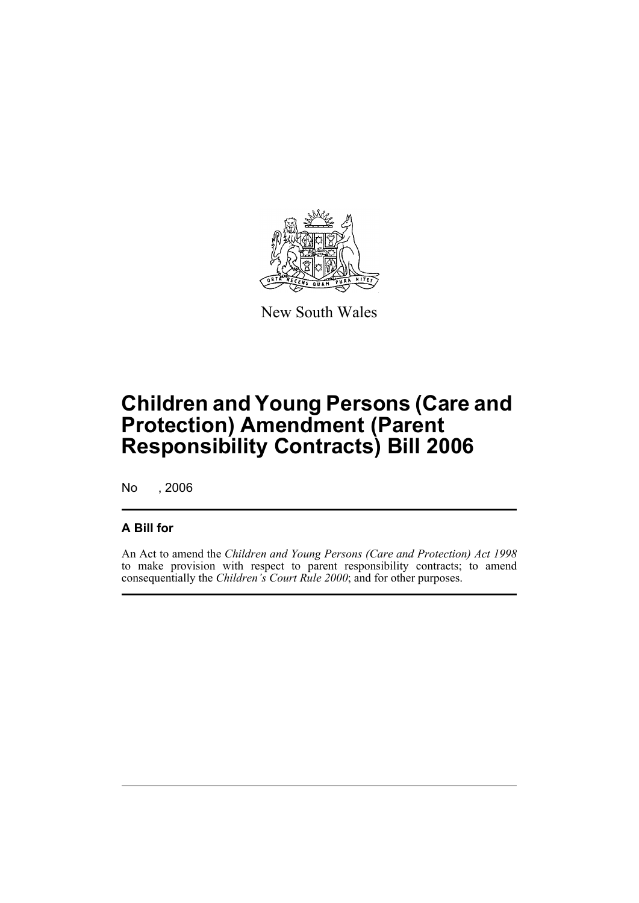New South Wales

# Children and Young Persons (Care and Protection) Amendment (Parent Responsibility Contracts) Bill 2006

No , 2006

**A Bill for**

An Act to amend the *Children and Young Persons (Care and Protection) Act 1998* to make provision with respect to parent responsibility contracts; to amend consequentially the *Children's Court Rule 2000*; and for other purposes.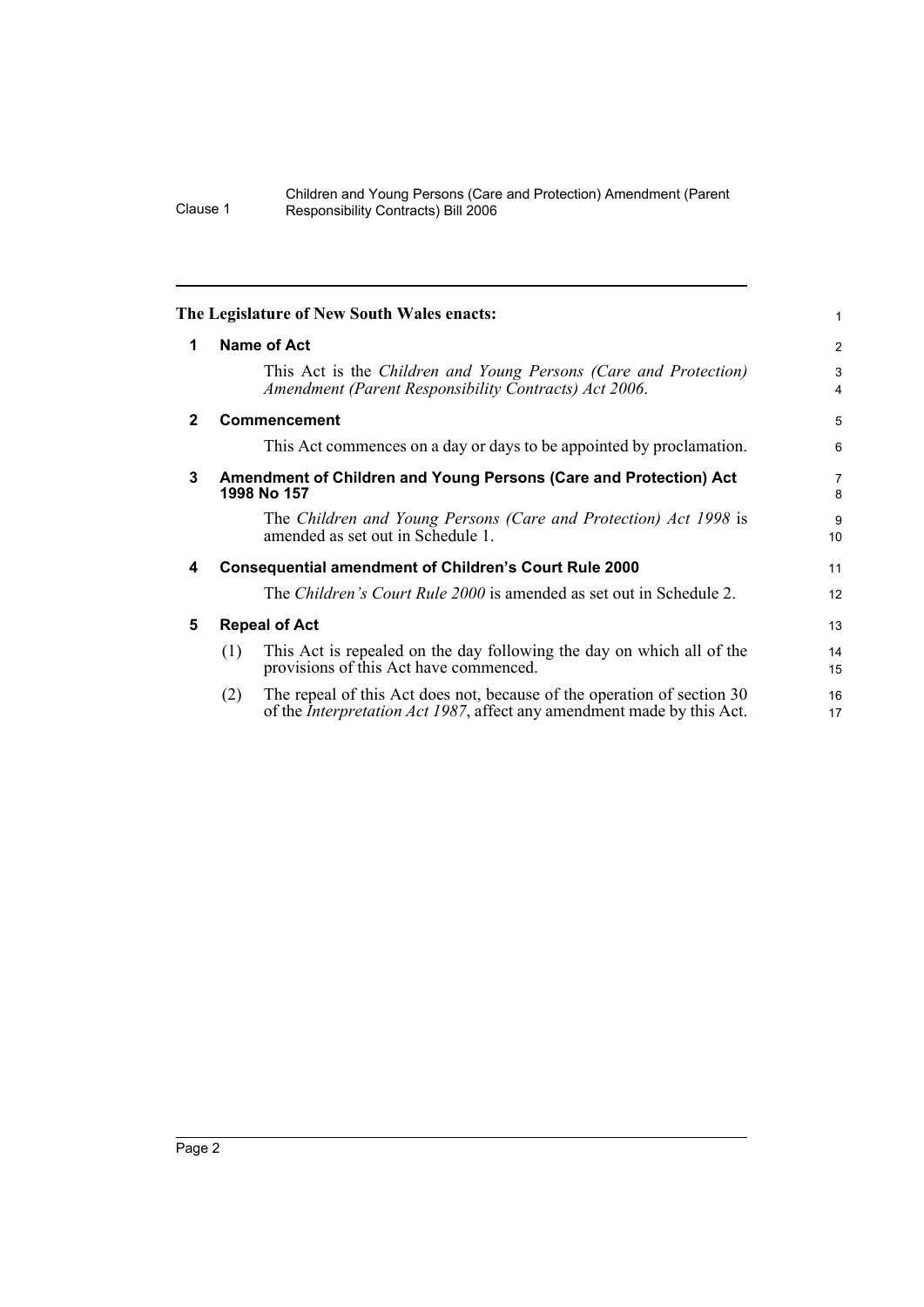The Legislature of New South Wales enacts:

**1 Name of Act**

This Act is the *Children and Young Persons (Care and Protection) Amendment (Parent Responsibility Contracts) Act 2006*.

**2 Commencement**

This Act commences on a day or days to be appointed by proclamation.

**3 Amendment of Children and Young Persons (Care and Protection) Act 1998 No 157**

The *Children and Young Persons (Care and Protection) Act 1998* is amended as set out in Schedule 1.

**4 Consequential amendment of Children's Court Rule 2000**

The *Children's Court Rule 2000* is amended as set out in Schedule 2.

**5 Repeal of Act**

(1) This Act is repealed on the day following the day on which all of the provisions of this Act have commenced.

(2) The repeal of this Act does not, because of the operation of section 30 of the *Interpretation Act 1987*, affect any amendment made by this Act.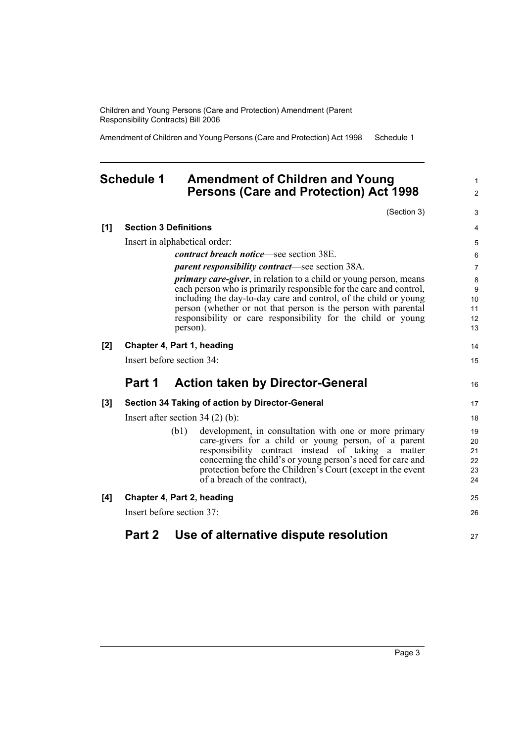## Schedule 1 Amendment of Children and Young Persons (Care and Protection) Act 1998

(Section 3)

**[1] Section 3 Definitions**

Insert in alphabetical order:

> ***contract breach notice***—see section 38E.
>
> ***parent responsibility contract***—see section 38A.
>
> ***primary care-giver***, in relation to a child or young person, means each person who is primarily responsible for the care and control, including the day-to-day care and control, of the child or young person (whether or not that person is the person with parental responsibility or care responsibility for the child or young person).

**[2] Chapter 4, Part 1, heading**

Insert before section 34:

## Part 1 Action taken by Director-General

**[3] Section 34 Taking of action by Director-General**

Insert after section 34 (2) (b):

> (b1) development, in consultation with one or more primary care-givers for a child or young person, of a parent responsibility contract instead of taking a matter concerning the child's or young person's need for care and protection before the Children's Court (except in the event of a breach of the contract),

**[4] Chapter 4, Part 2, heading**

Insert before section 37:

## Part 2 Use of alternative dispute resolution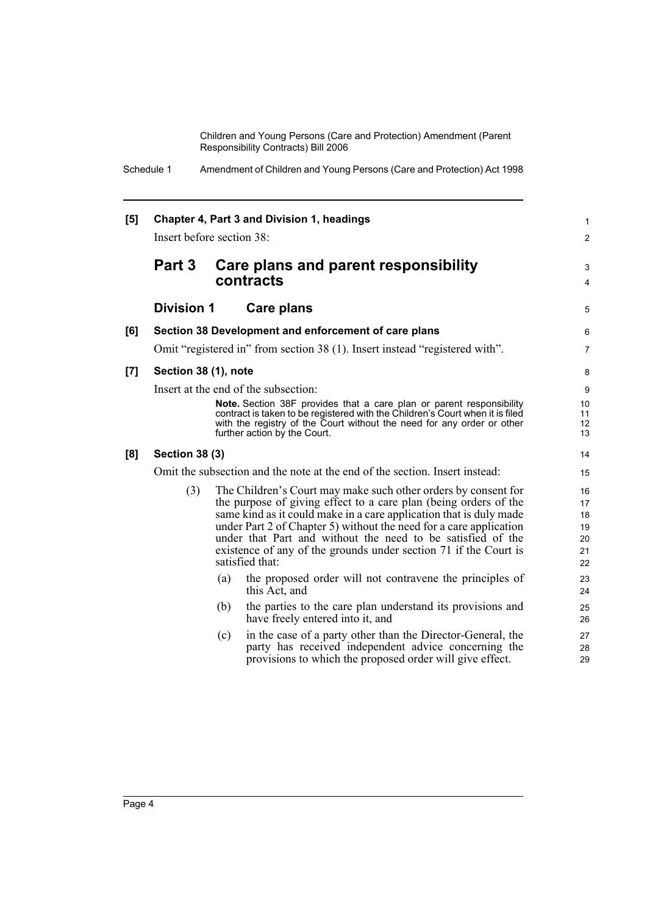**[5] Chapter 4, Part 3 and Division 1, headings**

Insert before section 38:

## Part 3 Care plans and parent responsibility contracts

### Division 1 Care plans

**[6] Section 38 Development and enforcement of care plans**

Omit "registered in" from section 38 (1). Insert instead "registered with".

**[7] Section 38 (1), note**

Insert at the end of the subsection:

> **Note.** Section 38F provides that a care plan or parent responsibility contract is taken to be registered with the Children's Court when it is filed with the registry of the Court without the need for any order or other further action by the Court.

**[8] Section 38 (3)**

Omit the subsection and the note at the end of the section. Insert instead:

(3) The Children's Court may make such other orders by consent for the purpose of giving effect to a care plan (being orders of the same kind as it could make in a care application that is duly made under Part 2 of Chapter 5) without the need for a care application under that Part and without the need to be satisfied of the existence of any of the grounds under section 71 if the Court is satisfied that:

- (a) the proposed order will not contravene the principles of this Act, and
- (b) the parties to the care plan understand its provisions and have freely entered into it, and
- (c) in the case of a party other than the Director-General, the party has received independent advice concerning the provisions to which the proposed order will give effect.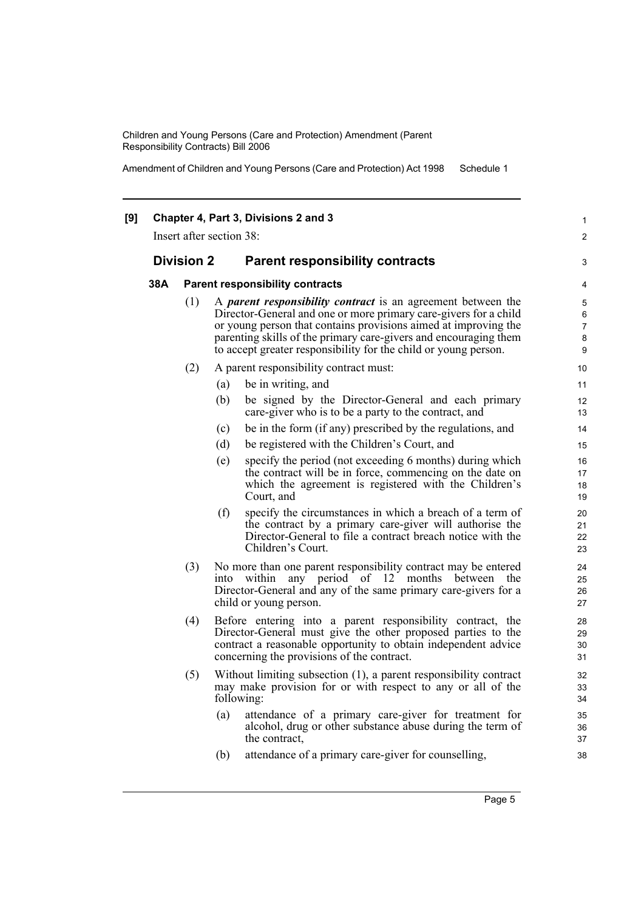**[9] Chapter 4, Part 3, Divisions 2 and 3**

Insert after section 38:

## Division 2 Parent responsibility contracts

### 38A Parent responsibility contracts

(1) A ***parent responsibility contract*** is an agreement between the Director-General and one or more primary care-givers for a child or young person that contains provisions aimed at improving the parenting skills of the primary care-givers and encouraging them to accept greater responsibility for the child or young person.

(2) A parent responsibility contract must:

(a) be in writing, and

(b) be signed by the Director-General and each primary care-giver who is to be a party to the contract, and

(c) be in the form (if any) prescribed by the regulations, and

(d) be registered with the Children's Court, and

(e) specify the period (not exceeding 6 months) during which the contract will be in force, commencing on the date on which the agreement is registered with the Children's Court, and

(f) specify the circumstances in which a breach of a term of the contract by a primary care-giver will authorise the Director-General to file a contract breach notice with the Children's Court.

(3) No more than one parent responsibility contract may be entered into within any period of 12 months between the Director-General and any of the same primary care-givers for a child or young person.

(4) Before entering into a parent responsibility contract, the Director-General must give the other proposed parties to the contract a reasonable opportunity to obtain independent advice concerning the provisions of the contract.

(5) Without limiting subsection (1), a parent responsibility contract may make provision for or with respect to any or all of the following:

(a) attendance of a primary care-giver for treatment for alcohol, drug or other substance abuse during the term of the contract,

(b) attendance of a primary care-giver for counselling,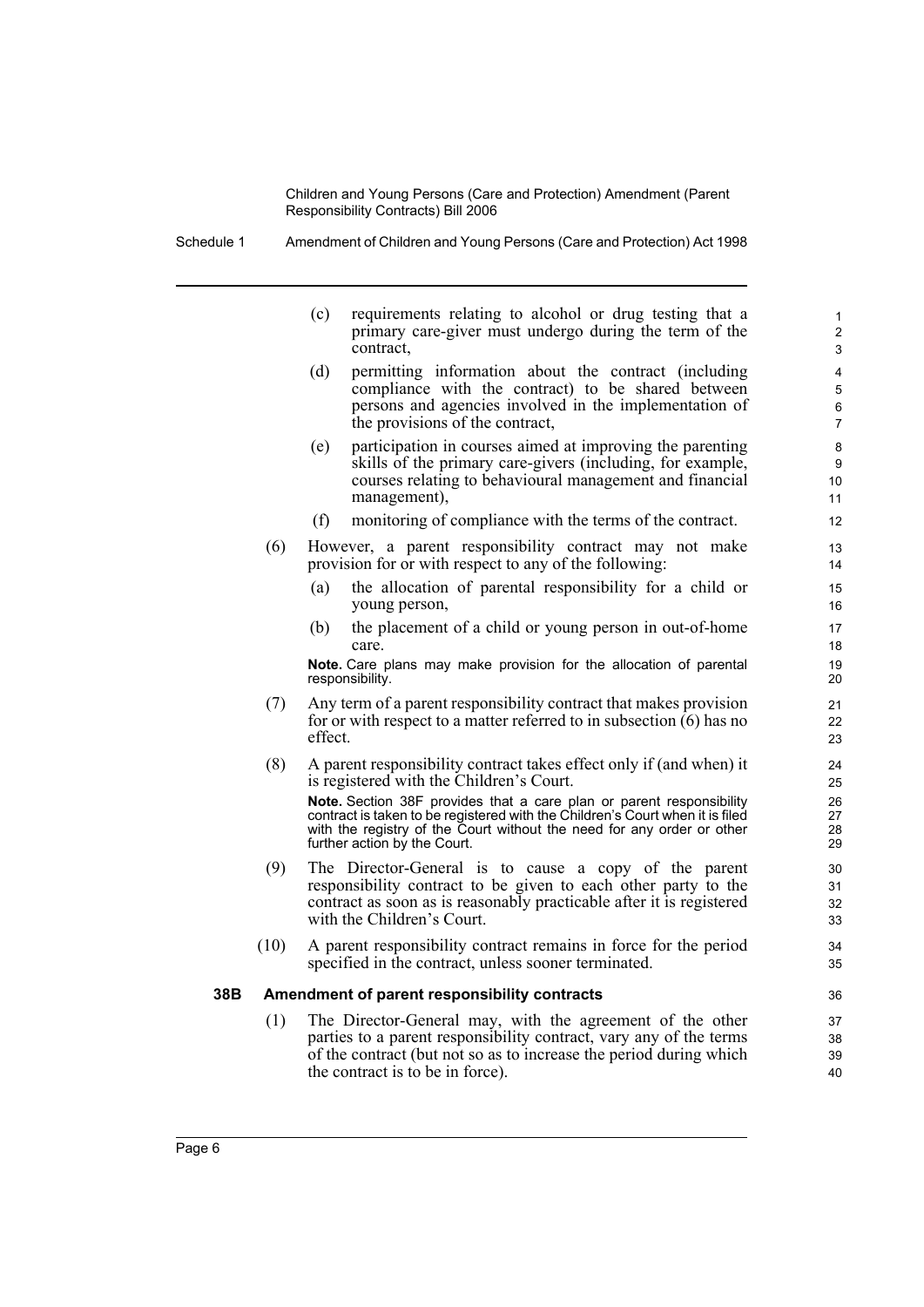(c) requirements relating to alcohol or drug testing that a primary care-giver must undergo during the term of the contract,

(d) permitting information about the contract (including compliance with the contract) to be shared between persons and agencies involved in the implementation of the provisions of the contract,

(e) participation in courses aimed at improving the parenting skills of the primary care-givers (including, for example, courses relating to behavioural management and financial management),

(f) monitoring of compliance with the terms of the contract.

(6) However, a parent responsibility contract may not make provision for or with respect to any of the following:

(a) the allocation of parental responsibility for a child or young person,

(b) the placement of a child or young person in out-of-home care.

**Note.** Care plans may make provision for the allocation of parental responsibility.

(7) Any term of a parent responsibility contract that makes provision for or with respect to a matter referred to in subsection (6) has no effect.

(8) A parent responsibility contract takes effect only if (and when) it is registered with the Children's Court.

**Note.** Section 38F provides that a care plan or parent responsibility contract is taken to be registered with the Children's Court when it is filed with the registry of the Court without the need for any order or other further action by the Court.

(9) The Director-General is to cause a copy of the parent responsibility contract to be given to each other party to the contract as soon as is reasonably practicable after it is registered with the Children's Court.

(10) A parent responsibility contract remains in force for the period specified in the contract, unless sooner terminated.

### 38B Amendment of parent responsibility contracts

(1) The Director-General may, with the agreement of the other parties to a parent responsibility contract, vary any of the terms of the contract (but not so as to increase the period during which the contract is to be in force).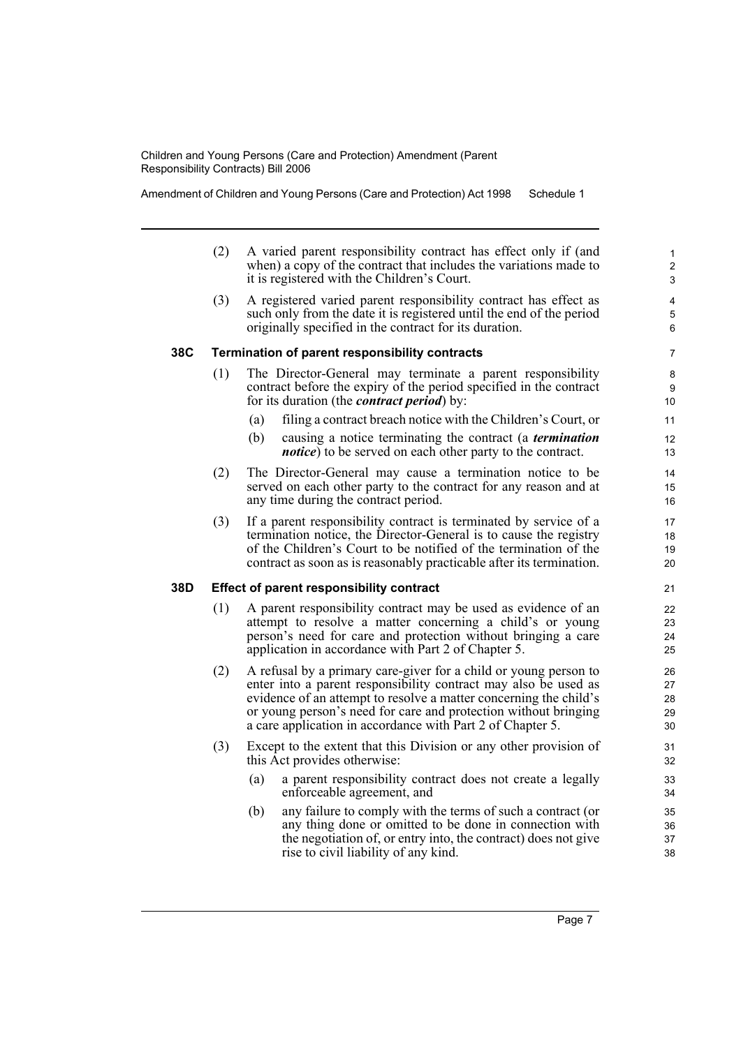(2) A varied parent responsibility contract has effect only if (and when) a copy of the contract that includes the variations made to it is registered with the Children's Court.

(3) A registered varied parent responsibility contract has effect as such only from the date it is registered until the end of the period originally specified in the contract for its duration.

### 38C Termination of parent responsibility contracts

(1) The Director-General may terminate a parent responsibility contract before the expiry of the period specified in the contract for its duration (the ***contract period***) by:

- (a) filing a contract breach notice with the Children's Court, or
- (b) causing a notice terminating the contract (a ***termination notice***) to be served on each other party to the contract.

(2) The Director-General may cause a termination notice to be served on each other party to the contract for any reason and at any time during the contract period.

(3) If a parent responsibility contract is terminated by service of a termination notice, the Director-General is to cause the registry of the Children's Court to be notified of the termination of the contract as soon as is reasonably practicable after its termination.

### 38D Effect of parent responsibility contract

(1) A parent responsibility contract may be used as evidence of an attempt to resolve a matter concerning a child's or young person's need for care and protection without bringing a care application in accordance with Part 2 of Chapter 5.

(2) A refusal by a primary care-giver for a child or young person to enter into a parent responsibility contract may also be used as evidence of an attempt to resolve a matter concerning the child's or young person's need for care and protection without bringing a care application in accordance with Part 2 of Chapter 5.

(3) Except to the extent that this Division or any other provision of this Act provides otherwise:

- (a) a parent responsibility contract does not create a legally enforceable agreement, and
- (b) any failure to comply with the terms of such a contract (or any thing done or omitted to be done in connection with the negotiation of, or entry into, the contract) does not give rise to civil liability of any kind.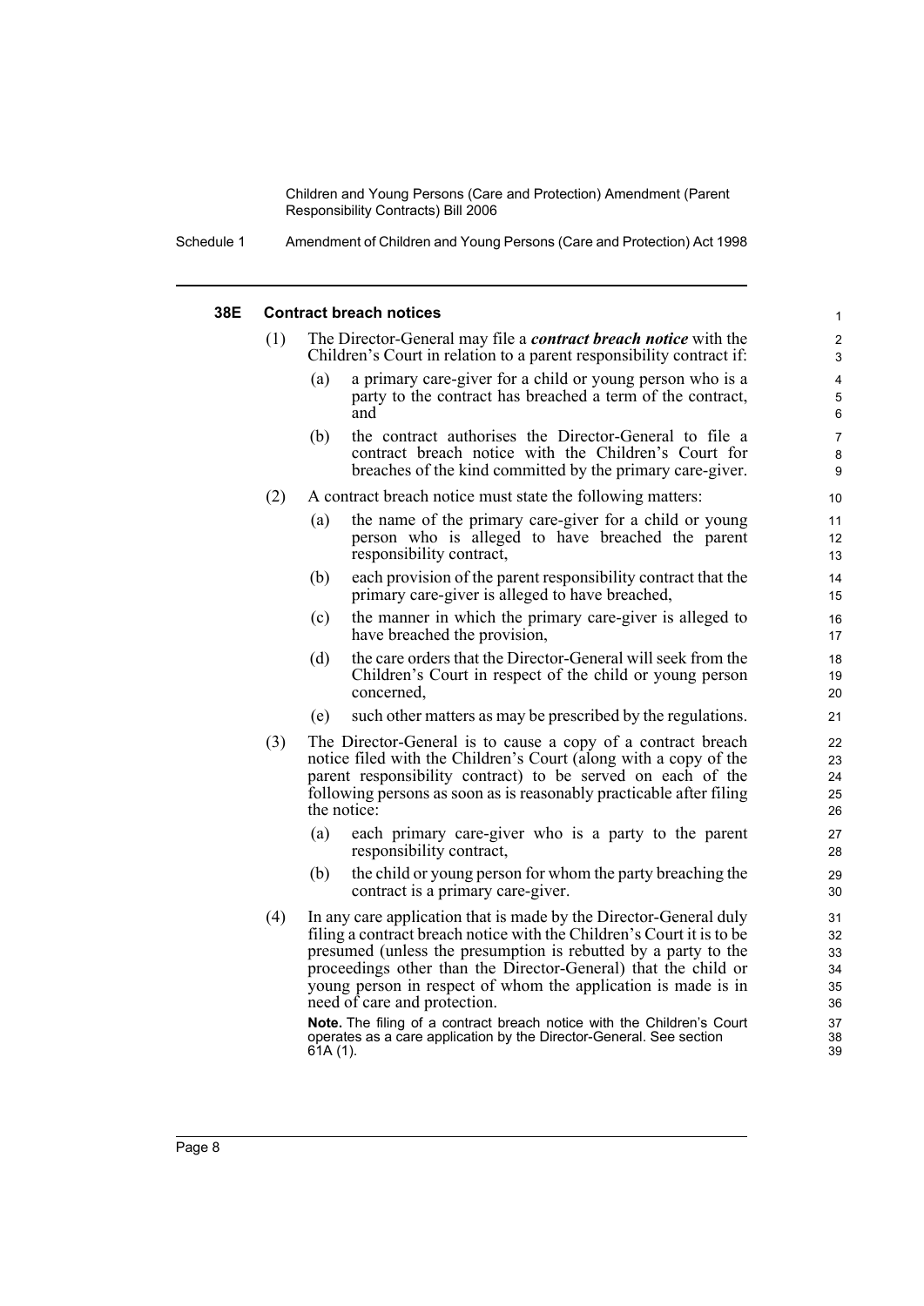### 38E Contract breach notices

(1) The Director-General may file a ***contract breach notice*** with the Children's Court in relation to a parent responsibility contract if:

(a) a primary care-giver for a child or young person who is a party to the contract has breached a term of the contract, and

(b) the contract authorises the Director-General to file a contract breach notice with the Children's Court for breaches of the kind committed by the primary care-giver.

(2) A contract breach notice must state the following matters:

(a) the name of the primary care-giver for a child or young person who is alleged to have breached the parent responsibility contract,

(b) each provision of the parent responsibility contract that the primary care-giver is alleged to have breached,

(c) the manner in which the primary care-giver is alleged to have breached the provision,

(d) the care orders that the Director-General will seek from the Children's Court in respect of the child or young person concerned,

(e) such other matters as may be prescribed by the regulations.

(3) The Director-General is to cause a copy of a contract breach notice filed with the Children's Court (along with a copy of the parent responsibility contract) to be served on each of the following persons as soon as is reasonably practicable after filing the notice:

(a) each primary care-giver who is a party to the parent responsibility contract,

(b) the child or young person for whom the party breaching the contract is a primary care-giver.

(4) In any care application that is made by the Director-General duly filing a contract breach notice with the Children's Court it is to be presumed (unless the presumption is rebutted by a party to the proceedings other than the Director-General) that the child or young person in respect of whom the application is made is in need of care and protection.

**Note.** The filing of a contract breach notice with the Children's Court operates as a care application by the Director-General. See section 61A (1).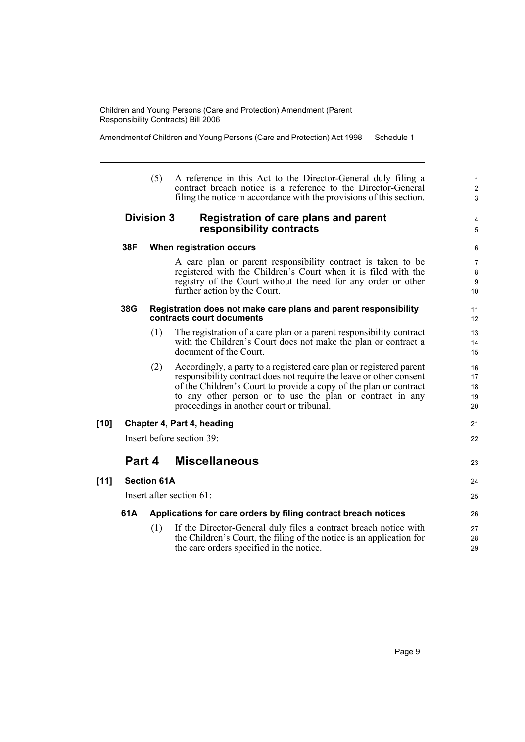(5) A reference in this Act to the Director-General duly filing a contract breach notice is a reference to the Director-General filing the notice in accordance with the provisions of this section.

### Division 3 Registration of care plans and parent responsibility contracts

#### 38F When registration occurs

A care plan or parent responsibility contract is taken to be registered with the Children's Court when it is filed with the registry of the Court without the need for any order or other further action by the Court.

#### 38G Registration does not make care plans and parent responsibility contracts court documents

(1) The registration of a care plan or a parent responsibility contract with the Children's Court does not make the plan or contract a document of the Court.

(2) Accordingly, a party to a registered care plan or registered parent responsibility contract does not require the leave or other consent of the Children's Court to provide a copy of the plan or contract to any other person or to use the plan or contract in any proceedings in another court or tribunal.

**[10] Chapter 4, Part 4, heading**

Insert before section 39:

## Part 4 Miscellaneous

**[11] Section 61A**

Insert after section 61:

#### 61A Applications for care orders by filing contract breach notices

(1) If the Director-General duly files a contract breach notice with the Children's Court, the filing of the notice is an application for the care orders specified in the notice.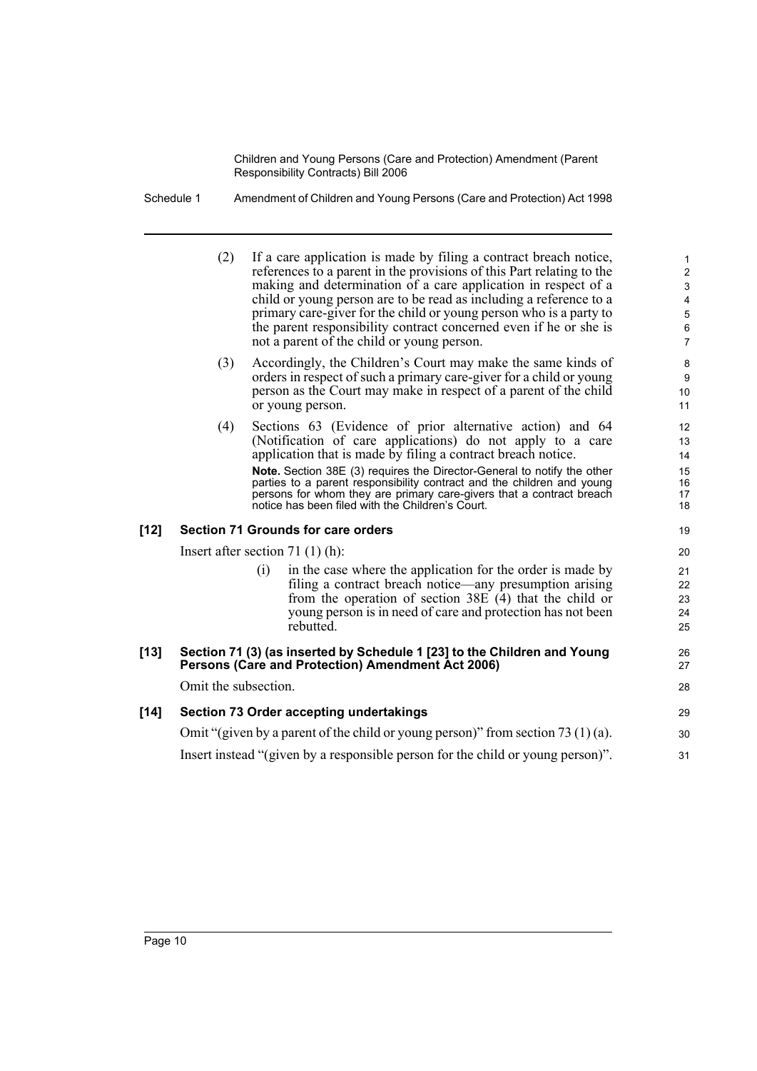(2) If a care application is made by filing a contract breach notice, references to a parent in the provisions of this Part relating to the making and determination of a care application in respect of a child or young person are to be read as including a reference to a primary care-giver for the child or young person who is a party to the parent responsibility contract concerned even if he or she is not a parent of the child or young person.

(3) Accordingly, the Children's Court may make the same kinds of orders in respect of such a primary care-giver for a child or young person as the Court may make in respect of a parent of the child or young person.

(4) Sections 63 (Evidence of prior alternative action) and 64 (Notification of care applications) do not apply to a care application that is made by filing a contract breach notice.

**Note.** Section 38E (3) requires the Director-General to notify the other parties to a parent responsibility contract and the children and young persons for whom they are primary care-givers that a contract breach notice has been filed with the Children's Court.

### [12] Section 71 Grounds for care orders

Insert after section 71 (1) (h):

(i) in the case where the application for the order is made by filing a contract breach notice—any presumption arising from the operation of section 38E (4) that the child or young person is in need of care and protection has not been rebutted.

### [13] Section 71 (3) (as inserted by Schedule 1 [23] to the Children and Young Persons (Care and Protection) Amendment Act 2006)

Omit the subsection.

### [14] Section 73 Order accepting undertakings

Omit "(given by a parent of the child or young person)" from section 73 (1) (a).

Insert instead "(given by a responsible person for the child or young person)".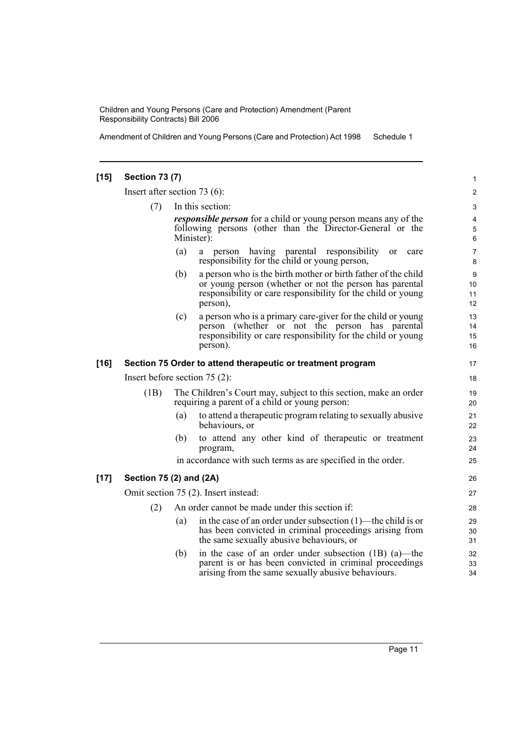**[15] Section 73 (7)**

Insert after section 73 (6):

(7) In this section:

***responsible person*** for a child or young person means any of the following persons (other than the Director-General or the Minister):

(a) a person having parental responsibility or care responsibility for the child or young person,

(b) a person who is the birth mother or birth father of the child or young person (whether or not the person has parental responsibility or care responsibility for the child or young person),

(c) a person who is a primary care-giver for the child or young person (whether or not the person has parental responsibility or care responsibility for the child or young person).

**[16] Section 75 Order to attend therapeutic or treatment program**

Insert before section 75 (2):

(1B) The Children's Court may, subject to this section, make an order requiring a parent of a child or young person:

(a) to attend a therapeutic program relating to sexually abusive behaviours, or

(b) to attend any other kind of therapeutic or treatment program,

in accordance with such terms as are specified in the order.

**[17] Section 75 (2) and (2A)**

Omit section 75 (2). Insert instead:

(2) An order cannot be made under this section if:

(a) in the case of an order under subsection (1)—the child is or has been convicted in criminal proceedings arising from the same sexually abusive behaviours, or

(b) in the case of an order under subsection (1B) (a)—the parent is or has been convicted in criminal proceedings arising from the same sexually abusive behaviours.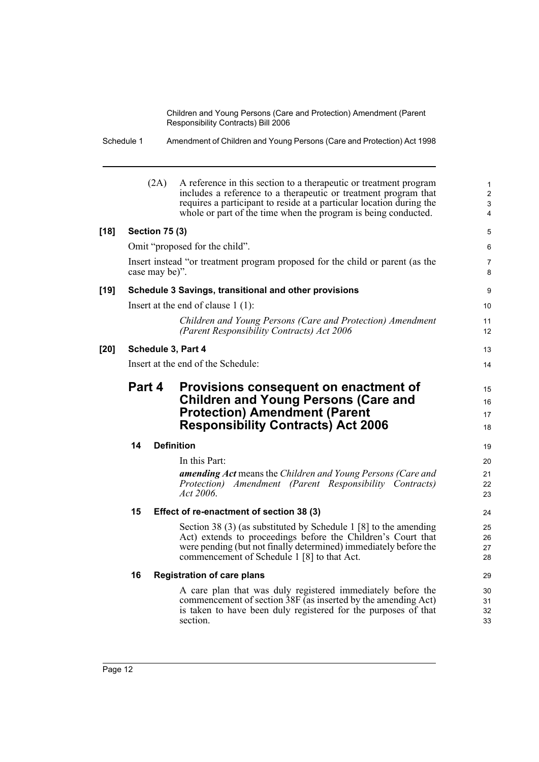(2A) A reference in this section to a therapeutic or treatment program includes a reference to a therapeutic or treatment program that requires a participant to reside at a particular location during the whole or part of the time when the program is being conducted.

**[18] Section 75 (3)**

Omit "proposed for the child".

Insert instead "or treatment program proposed for the child or parent (as the case may be)".

**[19] Schedule 3 Savings, transitional and other provisions**

Insert at the end of clause 1 (1):

*Children and Young Persons (Care and Protection) Amendment (Parent Responsibility Contracts) Act 2006*

**[20] Schedule 3, Part 4**

Insert at the end of the Schedule:

## Part 4 Provisions consequent on enactment of Children and Young Persons (Care and Protection) Amendment (Parent Responsibility Contracts) Act 2006

### 14 Definition

In this Part:

***amending Act*** means the *Children and Young Persons (Care and Protection) Amendment (Parent Responsibility Contracts) Act 2006*.

### 15 Effect of re-enactment of section 38 (3)

Section 38 (3) (as substituted by Schedule 1 [8] to the amending Act) extends to proceedings before the Children's Court that were pending (but not finally determined) immediately before the commencement of Schedule 1 [8] to that Act.

### 16 Registration of care plans

A care plan that was duly registered immediately before the commencement of section 38F (as inserted by the amending Act) is taken to have been duly registered for the purposes of that section.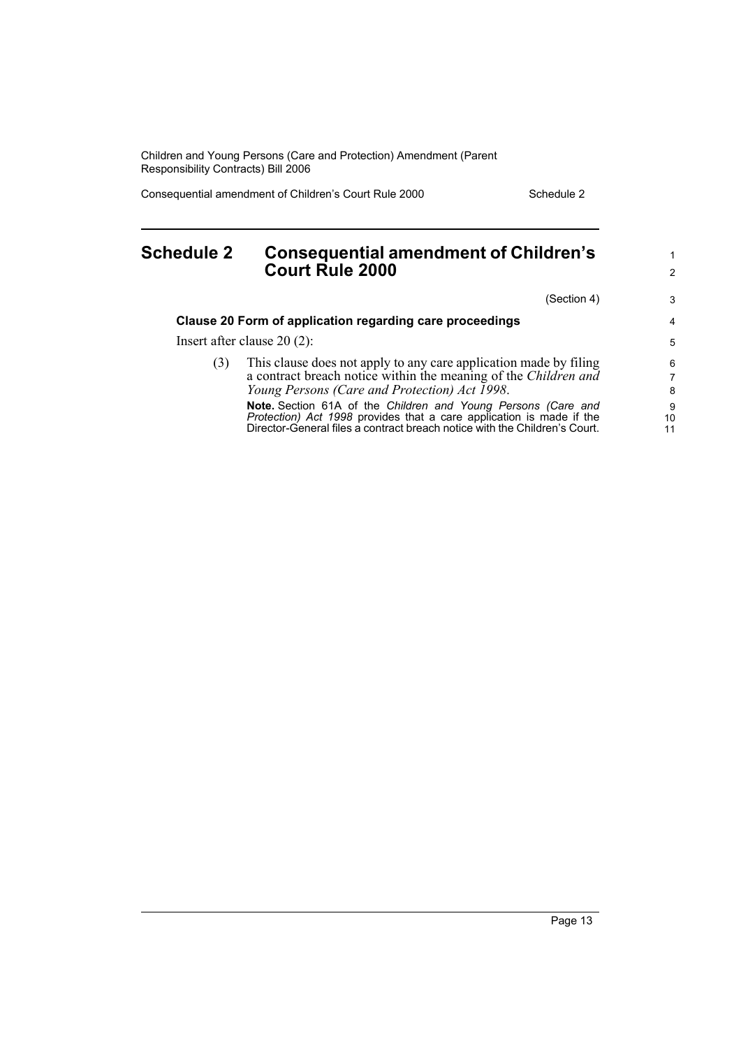# Schedule 2 Consequential amendment of Children's Court Rule 2000

(Section 4)

### Clause 20 Form of application regarding care proceedings

Insert after clause 20 (2):

(3) This clause does not apply to any care application made by filing a contract breach notice within the meaning of the *Children and Young Persons (Care and Protection) Act 1998*.

**Note.** Section 61A of the *Children and Young Persons (Care and Protection) Act 1998* provides that a care application is made if the Director-General files a contract breach notice with the Children's Court.